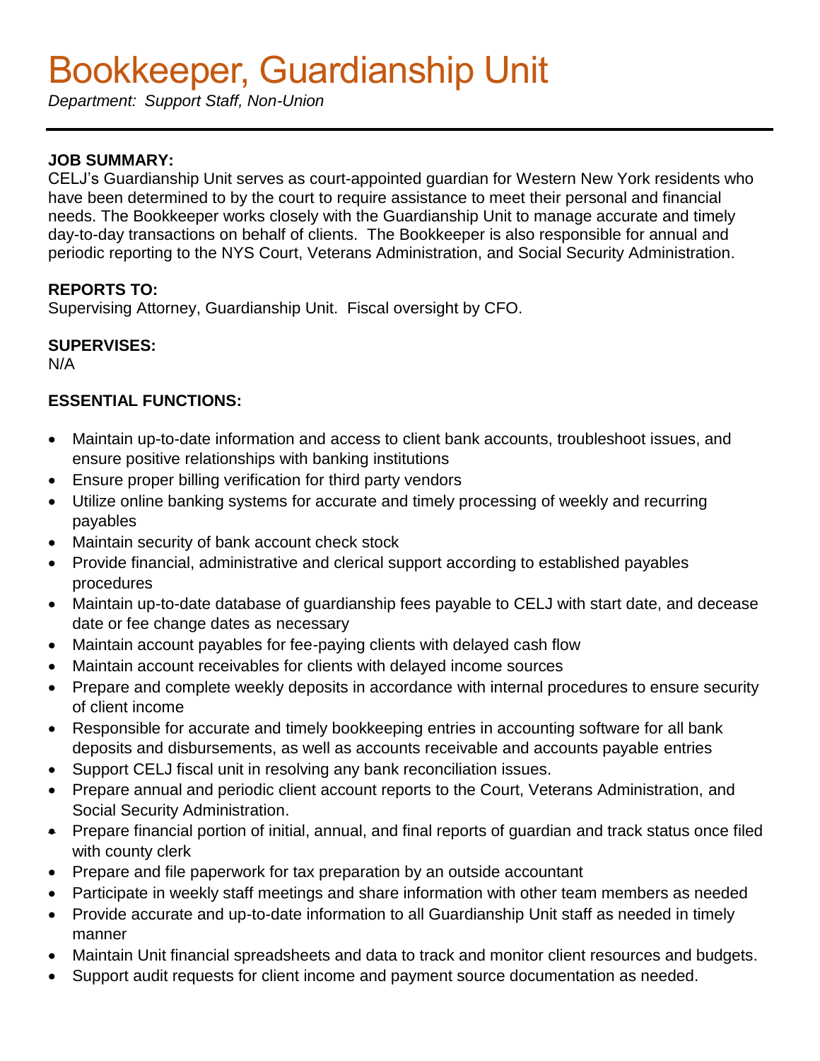# Bookkeeper, Guardianship Unit

*Department: Support Staff, Non-Union*

---

**JOB SUMMARY:**
CELJ's Guardianship Unit serves as court-appointed guardian for Western New York residents who have been determined to by the court to require assistance to meet their personal and financial needs. The Bookkeeper works closely with the Guardianship Unit to manage accurate and timely day-to-day transactions on behalf of clients. The Bookkeeper is also responsible for annual and periodic reporting to the NYS Court, Veterans Administration, and Social Security Administration.

**REPORTS TO:**
Supervising Attorney, Guardianship Unit. Fiscal oversight by CFO.

**SUPERVISES:**
N/A

**ESSENTIAL FUNCTIONS:**

- Maintain up-to-date information and access to client bank accounts, troubleshoot issues, and ensure positive relationships with banking institutions
- Ensure proper billing verification for third party vendors
- Utilize online banking systems for accurate and timely processing of weekly and recurring payables
- Maintain security of bank account check stock
- Provide financial, administrative and clerical support according to established payables procedures
- Maintain up-to-date database of guardianship fees payable to CELJ with start date, and decease date or fee change dates as necessary
- Maintain account payables for fee-paying clients with delayed cash flow
- Maintain account receivables for clients with delayed income sources
- Prepare and complete weekly deposits in accordance with internal procedures to ensure security of client income
- Responsible for accurate and timely bookkeeping entries in accounting software for all bank deposits and disbursements, as well as accounts receivable and accounts payable entries
- Support CELJ fiscal unit in resolving any bank reconciliation issues.
- Prepare annual and periodic client account reports to the Court, Veterans Administration, and Social Security Administration.
- Prepare financial portion of initial, annual, and final reports of guardian and track status once filed with county clerk
- Prepare and file paperwork for tax preparation by an outside accountant
- Participate in weekly staff meetings and share information with other team members as needed
- Provide accurate and up-to-date information to all Guardianship Unit staff as needed in timely manner
- Maintain Unit financial spreadsheets and data to track and monitor client resources and budgets.
- Support audit requests for client income and payment source documentation as needed.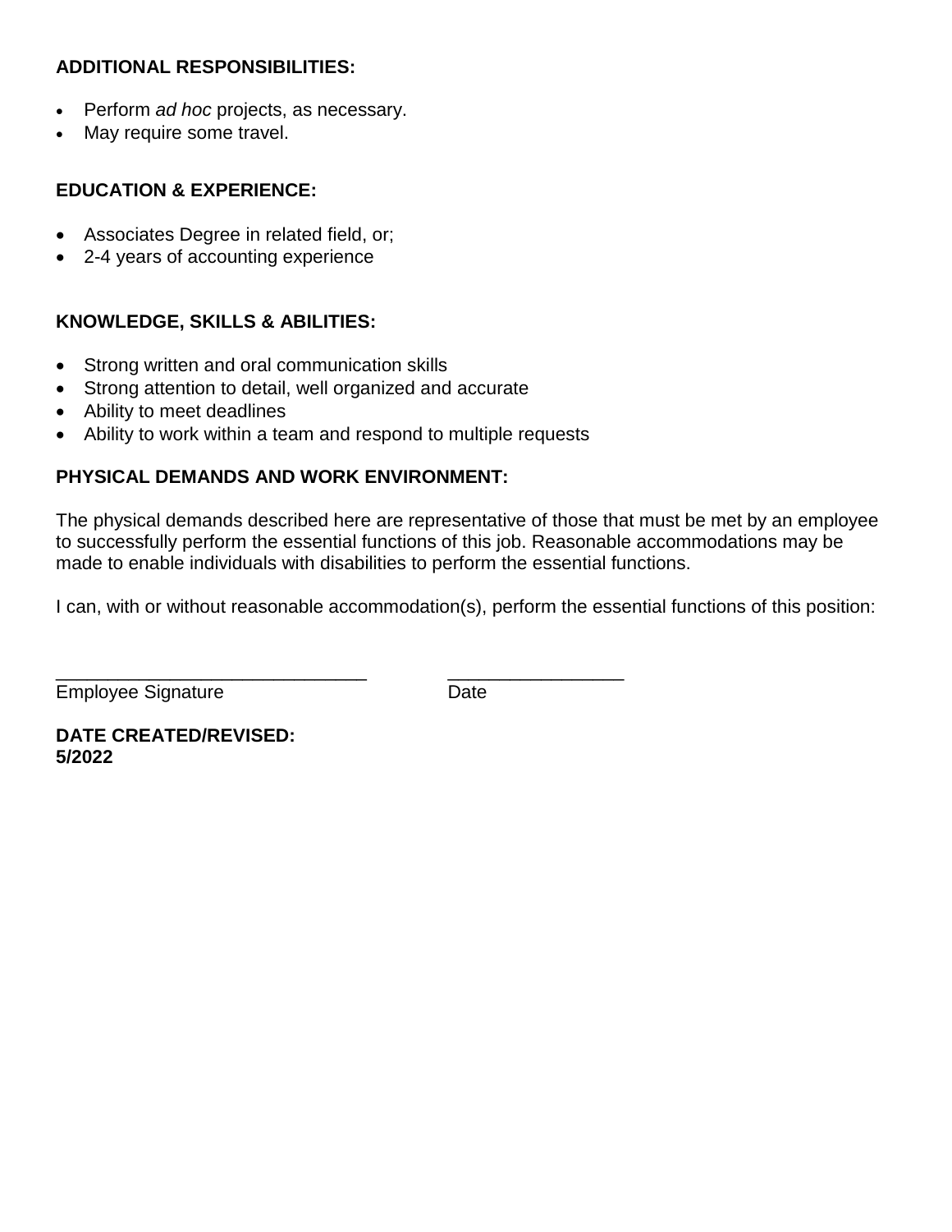**ADDITIONAL RESPONSIBILITIES:**

- Perform *ad hoc* projects, as necessary.
- May require some travel.

**EDUCATION & EXPERIENCE:**

- Associates Degree in related field, or;
- 2-4 years of accounting experience

**KNOWLEDGE, SKILLS & ABILITIES:**

- Strong written and oral communication skills
- Strong attention to detail, well organized and accurate
- Ability to meet deadlines
- Ability to work within a team and respond to multiple requests

**PHYSICAL DEMANDS AND WORK ENVIRONMENT:**

The physical demands described here are representative of those that must be met by an employee to successfully perform the essential functions of this job. Reasonable accommodations may be made to enable individuals with disabilities to perform the essential functions.

I can, with or without reasonable accommodation(s), perform the essential functions of this position:

_______________________________ _________________
Employee Signature Date

**DATE CREATED/REVISED:**
**5/2022**